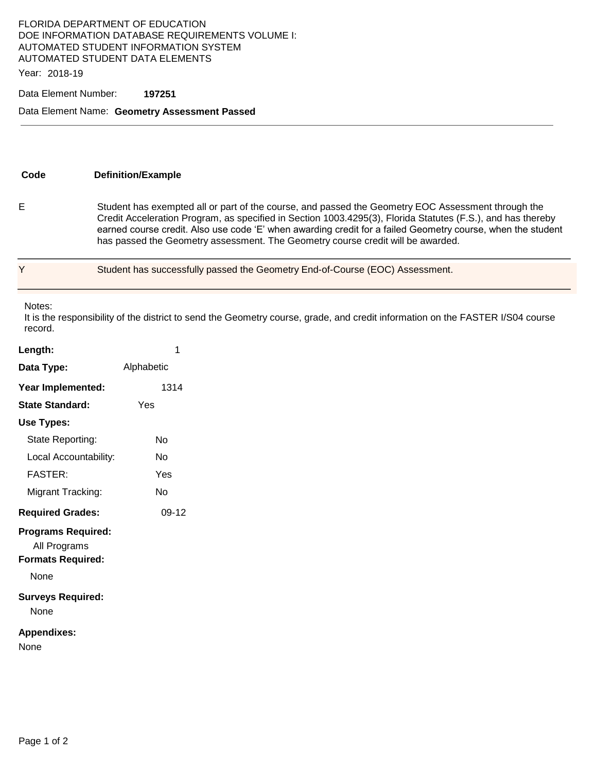FLORIDA DEPARTMENT OF EDUCATION
DOE INFORMATION DATABASE REQUIREMENTS VOLUME I:
AUTOMATED STUDENT INFORMATION SYSTEM
AUTOMATED STUDENT DATA ELEMENTS

Year: 2018-19

Data Element Number: **197251**

Data Element Name: **Geometry Assessment Passed**

| Code | Definition/Example |
| --- | --- |
| E | Student has exempted all or part of the course, and passed the Geometry EOC Assessment through the Credit Acceleration Program, as specified in Section 1003.4295(3), Florida Statutes (F.S.), and has thereby earned course credit. Also use code 'E' when awarding credit for a failed Geometry course, when the student has passed the Geometry assessment. The Geometry course credit will be awarded. |
| Y | Student has successfully passed the Geometry End-of-Course (EOC) Assessment. |

Notes:
It is the responsibility of the district to send the Geometry course, grade, and credit information on the FASTER I/S04 course record.

**Length:** 1

**Data Type:** Alphabetic

**Year Implemented:** 1314

**State Standard:** Yes

**Use Types:**

- State Reporting: No
- Local Accountability: No
- FASTER: Yes
- Migrant Tracking: No

**Required Grades:** 09-12

**Programs Required:**

All Programs

**Formats Required:**

None

**Surveys Required:**

None

**Appendixes:**

None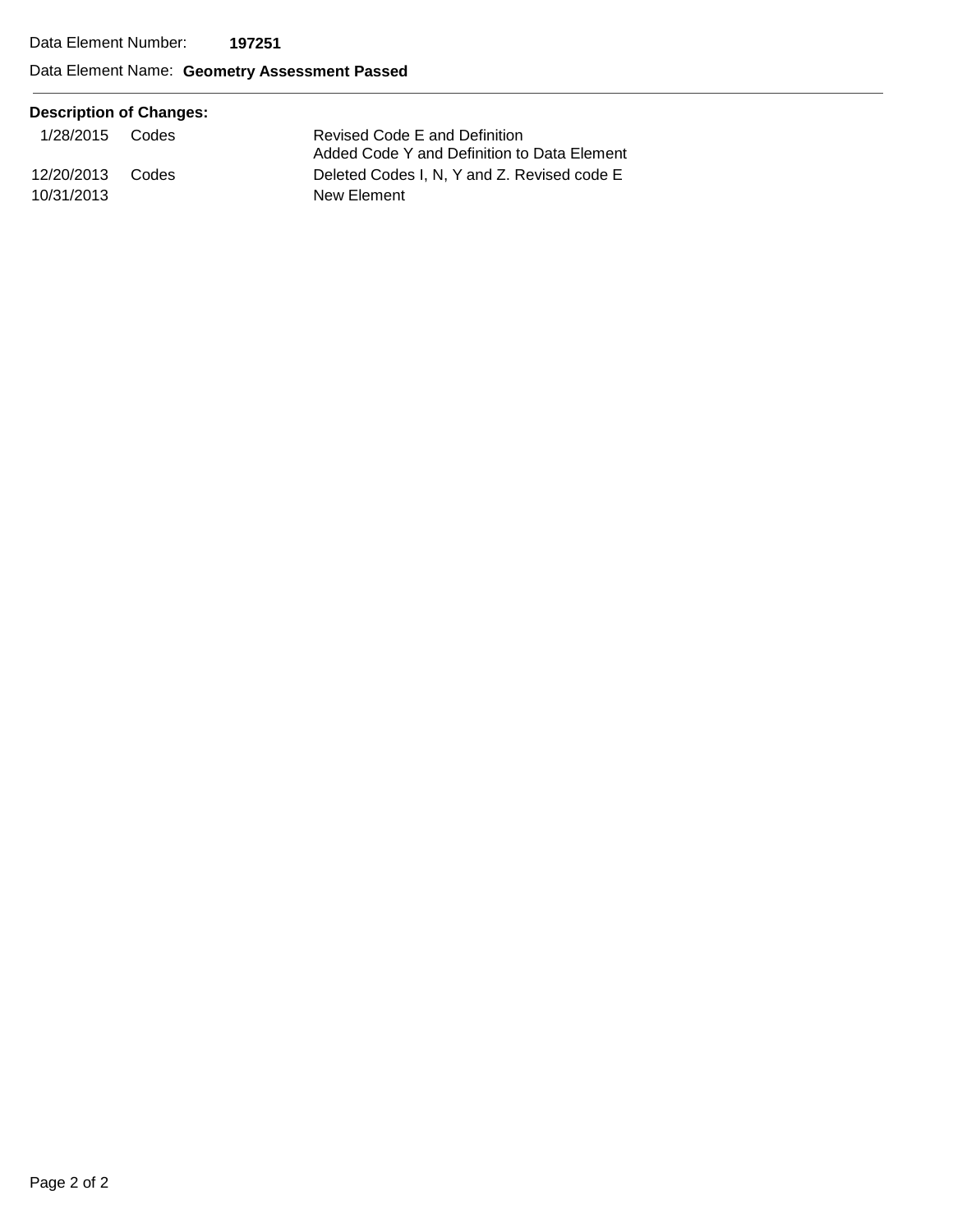Data Element Number: **197251**

Data Element Name: **Geometry Assessment Passed**

---

**Description of Changes:**

| | | |
|---|---|---|
| 1/28/2015 | Codes | Revised Code E and Definition<br>Added Code Y and Definition to Data Element |
| 12/20/2013 | Codes | Deleted Codes I, N, Y and Z. Revised code E |
| 10/31/2013 | | New Element |